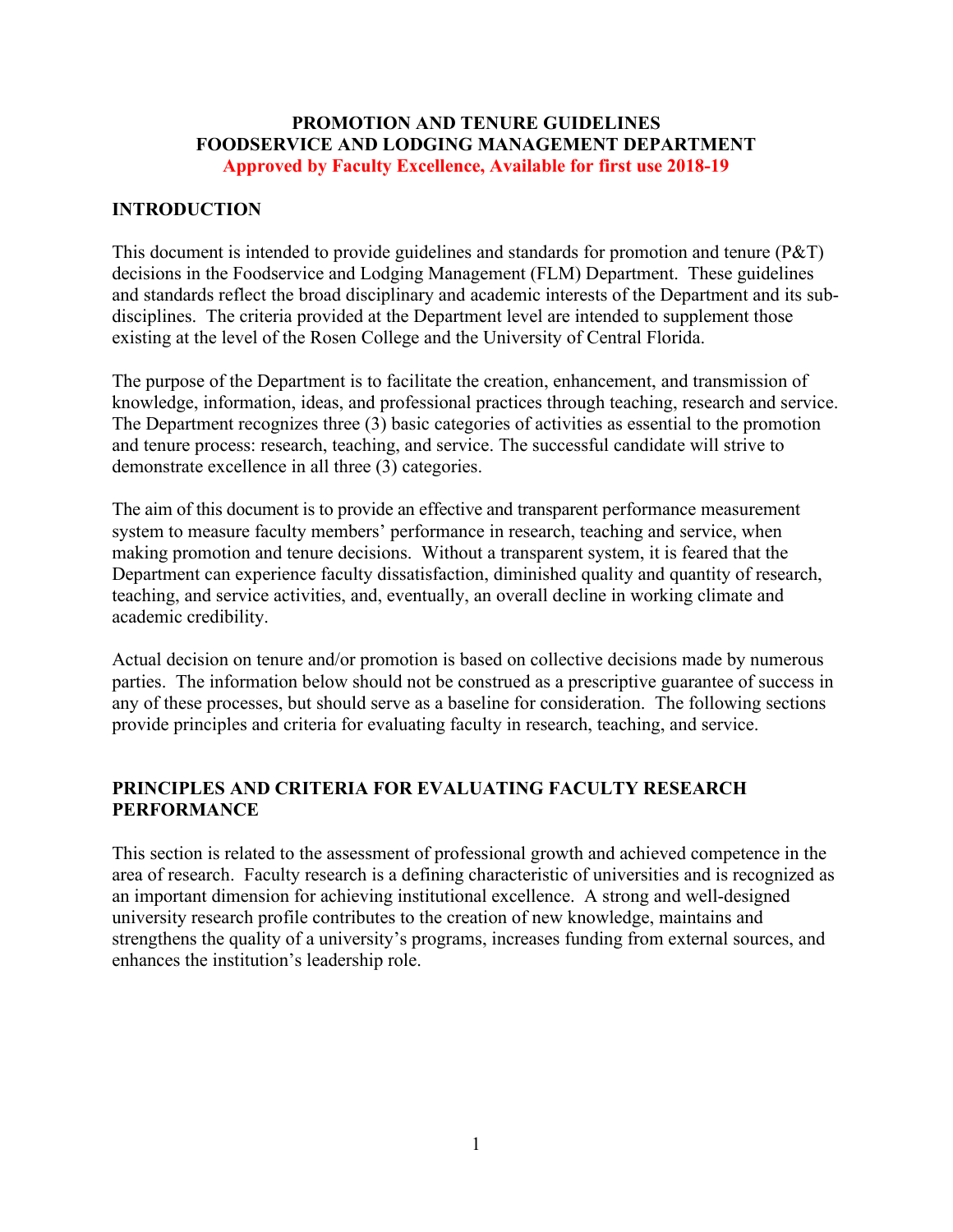# PROMOTION AND TENURE GUIDELINES
# FOODSERVICE AND LODGING MANAGEMENT DEPARTMENT

**Approved by Faculty Excellence, Available for first use 2018-19**

## INTRODUCTION

This document is intended to provide guidelines and standards for promotion and tenure (P&T) decisions in the Foodservice and Lodging Management (FLM) Department. These guidelines and standards reflect the broad disciplinary and academic interests of the Department and its sub-disciplines. The criteria provided at the Department level are intended to supplement those existing at the level of the Rosen College and the University of Central Florida.

The purpose of the Department is to facilitate the creation, enhancement, and transmission of knowledge, information, ideas, and professional practices through teaching, research and service. The Department recognizes three (3) basic categories of activities as essential to the promotion and tenure process: research, teaching, and service. The successful candidate will strive to demonstrate excellence in all three (3) categories.

The aim of this document is to provide an effective and transparent performance measurement system to measure faculty members' performance in research, teaching and service, when making promotion and tenure decisions. Without a transparent system, it is feared that the Department can experience faculty dissatisfaction, diminished quality and quantity of research, teaching, and service activities, and, eventually, an overall decline in working climate and academic credibility.

Actual decision on tenure and/or promotion is based on collective decisions made by numerous parties. The information below should not be construed as a prescriptive guarantee of success in any of these processes, but should serve as a baseline for consideration. The following sections provide principles and criteria for evaluating faculty in research, teaching, and service.

## PRINCIPLES AND CRITERIA FOR EVALUATING FACULTY RESEARCH PERFORMANCE

This section is related to the assessment of professional growth and achieved competence in the area of research. Faculty research is a defining characteristic of universities and is recognized as an important dimension for achieving institutional excellence. A strong and well-designed university research profile contributes to the creation of new knowledge, maintains and strengthens the quality of a university's programs, increases funding from external sources, and enhances the institution's leadership role.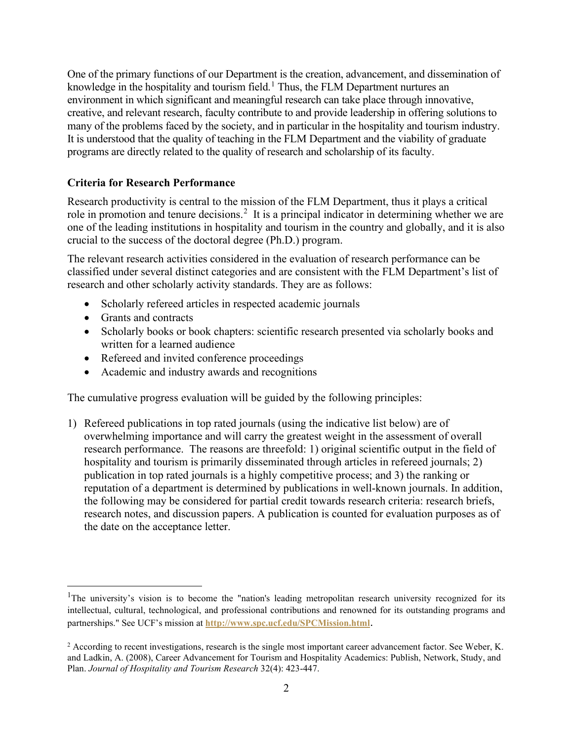One of the primary functions of our Department is the creation, advancement, and dissemination of knowledge in the hospitality and tourism field.[1] Thus, the FLM Department nurtures an environment in which significant and meaningful research can take place through innovative, creative, and relevant research, faculty contribute to and provide leadership in offering solutions to many of the problems faced by the society, and in particular in the hospitality and tourism industry. It is understood that the quality of teaching in the FLM Department and the viability of graduate programs are directly related to the quality of research and scholarship of its faculty.

**Criteria for Research Performance**

Research productivity is central to the mission of the FLM Department, thus it plays a critical role in promotion and tenure decisions.[2] It is a principal indicator in determining whether we are one of the leading institutions in hospitality and tourism in the country and globally, and it is also crucial to the success of the doctoral degree (Ph.D.) program.

The relevant research activities considered in the evaluation of research performance can be classified under several distinct categories and are consistent with the FLM Department's list of research and other scholarly activity standards. They are as follows:

- Scholarly refereed articles in respected academic journals
- Grants and contracts
- Scholarly books or book chapters: scientific research presented via scholarly books and written for a learned audience
- Refereed and invited conference proceedings
- Academic and industry awards and recognitions

The cumulative progress evaluation will be guided by the following principles:

1) Refereed publications in top rated journals (using the indicative list below) are of overwhelming importance and will carry the greatest weight in the assessment of overall research performance. The reasons are threefold: 1) original scientific output in the field of hospitality and tourism is primarily disseminated through articles in refereed journals; 2) publication in top rated journals is a highly competitive process; and 3) the ranking or reputation of a department is determined by publications in well-known journals. In addition, the following may be considered for partial credit towards research criteria: research briefs, research notes, and discussion papers. A publication is counted for evaluation purposes as of the date on the acceptance letter.

---

[1] The university's vision is to become the "nation's leading metropolitan research university recognized for its intellectual, cultural, technological, and professional contributions and renowned for its outstanding programs and partnerships." See UCF's mission at **http://www.spc.ucf.edu/SPCMission.html**.

[2] According to recent investigations, research is the single most important career advancement factor. See Weber, K. and Ladkin, A. (2008), Career Advancement for Tourism and Hospitality Academics: Publish, Network, Study, and Plan. *Journal of Hospitality and Tourism Research* 32(4): 423-447.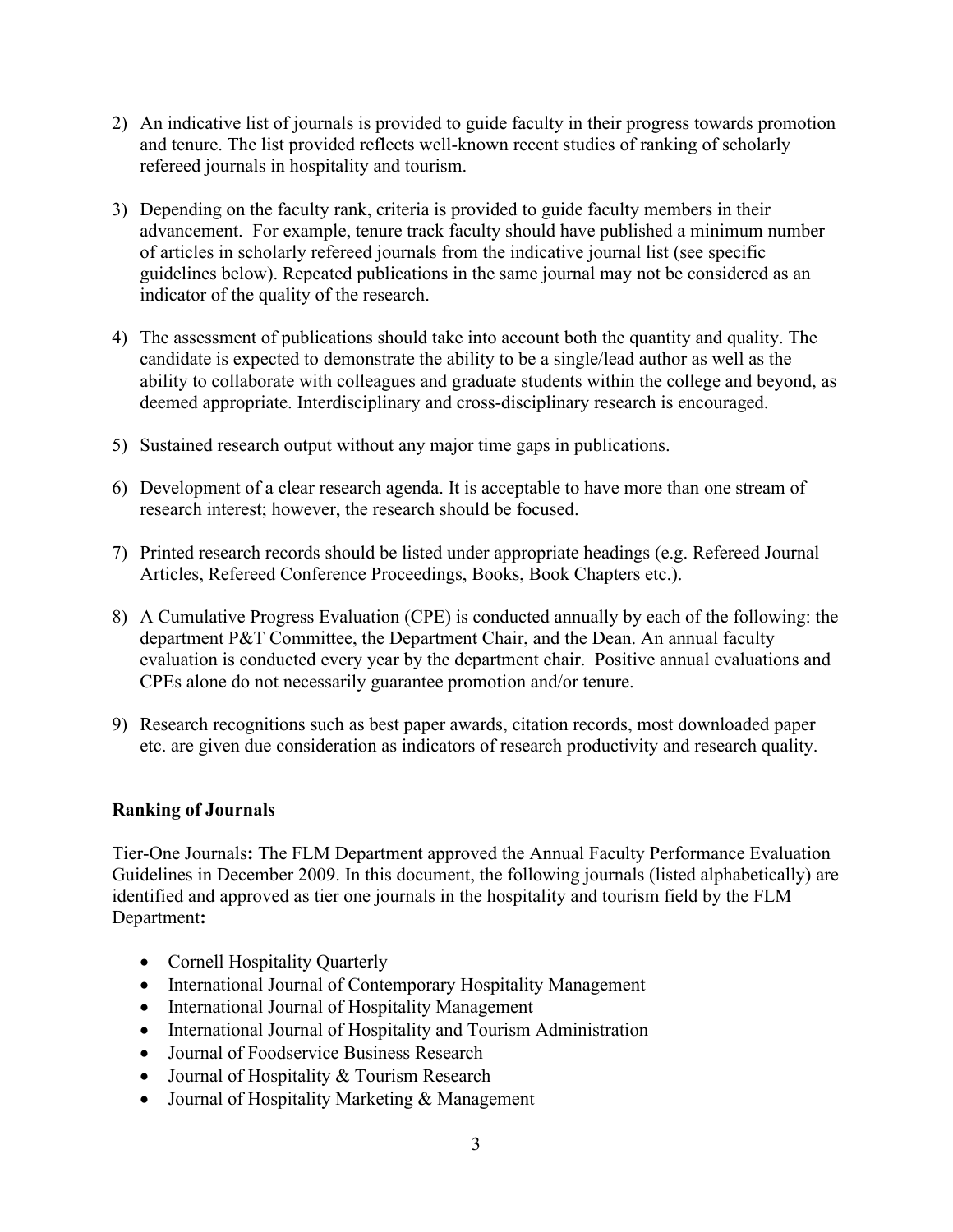2) An indicative list of journals is provided to guide faculty in their progress towards promotion and tenure. The list provided reflects well-known recent studies of ranking of scholarly refereed journals in hospitality and tourism.

3) Depending on the faculty rank, criteria is provided to guide faculty members in their advancement. For example, tenure track faculty should have published a minimum number of articles in scholarly refereed journals from the indicative journal list (see specific guidelines below). Repeated publications in the same journal may not be considered as an indicator of the quality of the research.

4) The assessment of publications should take into account both the quantity and quality. The candidate is expected to demonstrate the ability to be a single/lead author as well as the ability to collaborate with colleagues and graduate students within the college and beyond, as deemed appropriate. Interdisciplinary and cross-disciplinary research is encouraged.

5) Sustained research output without any major time gaps in publications.

6) Development of a clear research agenda. It is acceptable to have more than one stream of research interest; however, the research should be focused.

7) Printed research records should be listed under appropriate headings (e.g. Refereed Journal Articles, Refereed Conference Proceedings, Books, Book Chapters etc.).

8) A Cumulative Progress Evaluation (CPE) is conducted annually by each of the following: the department P&T Committee, the Department Chair, and the Dean. An annual faculty evaluation is conducted every year by the department chair. Positive annual evaluations and CPEs alone do not necessarily guarantee promotion and/or tenure.

9) Research recognitions such as best paper awards, citation records, most downloaded paper etc. are given due consideration as indicators of research productivity and research quality.

**Ranking of Journals**

Tier-One Journals**:** The FLM Department approved the Annual Faculty Performance Evaluation Guidelines in December 2009. In this document, the following journals (listed alphabetically) are identified and approved as tier one journals in the hospitality and tourism field by the FLM Department**:**

- Cornell Hospitality Quarterly
- International Journal of Contemporary Hospitality Management
- International Journal of Hospitality Management
- International Journal of Hospitality and Tourism Administration
- Journal of Foodservice Business Research
- Journal of Hospitality & Tourism Research
- Journal of Hospitality Marketing & Management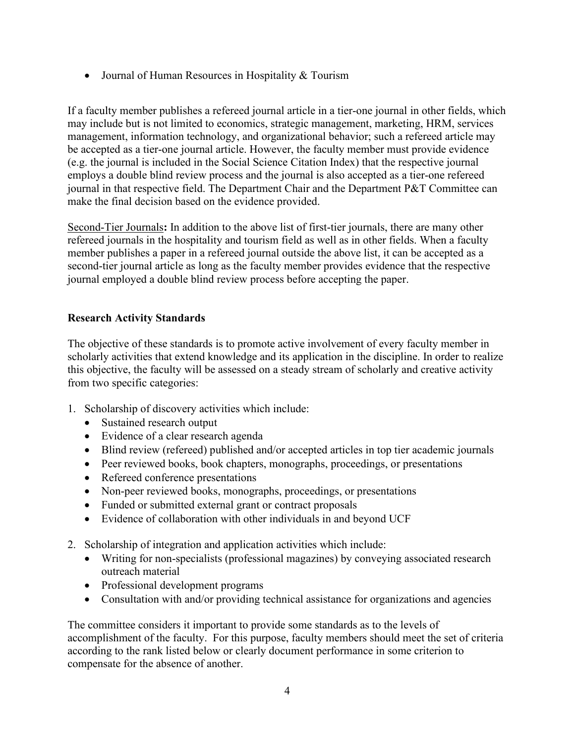- Journal of Human Resources in Hospitality & Tourism

If a faculty member publishes a refereed journal article in a tier-one journal in other fields, which may include but is not limited to economics, strategic management, marketing, HRM, services management, information technology, and organizational behavior; such a refereed article may be accepted as a tier-one journal article. However, the faculty member must provide evidence (e.g. the journal is included in the Social Science Citation Index) that the respective journal employs a double blind review process and the journal is also accepted as a tier-one refereed journal in that respective field. The Department Chair and the Department P&T Committee can make the final decision based on the evidence provided.

Second-Tier Journals**:** In addition to the above list of first-tier journals, there are many other refereed journals in the hospitality and tourism field as well as in other fields. When a faculty member publishes a paper in a refereed journal outside the above list, it can be accepted as a second-tier journal article as long as the faculty member provides evidence that the respective journal employed a double blind review process before accepting the paper.

**Research Activity Standards**

The objective of these standards is to promote active involvement of every faculty member in scholarly activities that extend knowledge and its application in the discipline. In order to realize this objective, the faculty will be assessed on a steady stream of scholarly and creative activity from two specific categories:

1. Scholarship of discovery activities which include:
   - Sustained research output
   - Evidence of a clear research agenda
   - Blind review (refereed) published and/or accepted articles in top tier academic journals
   - Peer reviewed books, book chapters, monographs, proceedings, or presentations
   - Refereed conference presentations
   - Non-peer reviewed books, monographs, proceedings, or presentations
   - Funded or submitted external grant or contract proposals
   - Evidence of collaboration with other individuals in and beyond UCF
2. Scholarship of integration and application activities which include:
   - Writing for non-specialists (professional magazines) by conveying associated research outreach material
   - Professional development programs
   - Consultation with and/or providing technical assistance for organizations and agencies

The committee considers it important to provide some standards as to the levels of accomplishment of the faculty. For this purpose, faculty members should meet the set of criteria according to the rank listed below or clearly document performance in some criterion to compensate for the absence of another.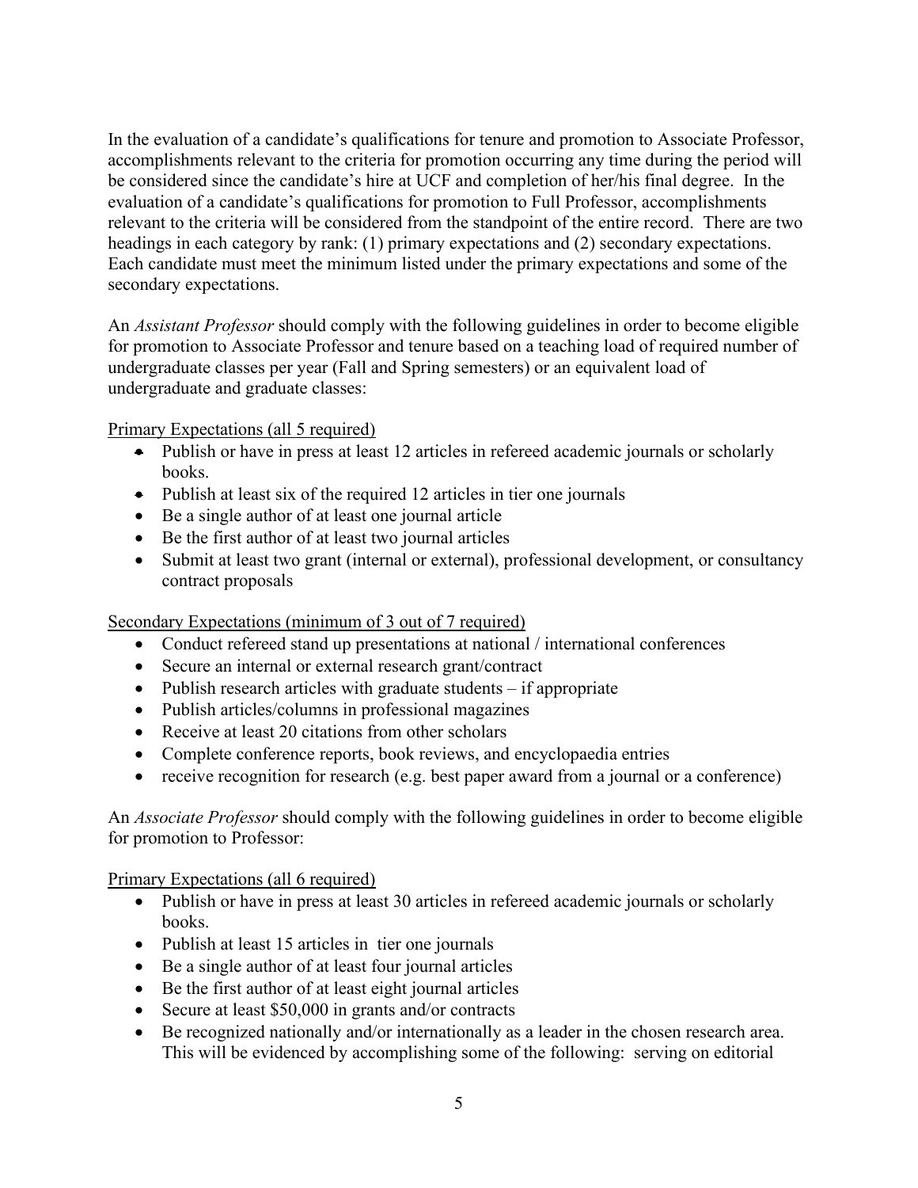In the evaluation of a candidate's qualifications for tenure and promotion to Associate Professor, accomplishments relevant to the criteria for promotion occurring any time during the period will be considered since the candidate's hire at UCF and completion of her/his final degree. In the evaluation of a candidate's qualifications for promotion to Full Professor, accomplishments relevant to the criteria will be considered from the standpoint of the entire record. There are two headings in each category by rank: (1) primary expectations and (2) secondary expectations. Each candidate must meet the minimum listed under the primary expectations and some of the secondary expectations.

An *Assistant Professor* should comply with the following guidelines in order to become eligible for promotion to Associate Professor and tenure based on a teaching load of required number of undergraduate classes per year (Fall and Spring semesters) or an equivalent load of undergraduate and graduate classes:

<u>Primary Expectations (all 5 required)</u>

- Publish or have in press at least 12 articles in refereed academic journals or scholarly books.
- Publish at least six of the required 12 articles in tier one journals
- Be a single author of at least one journal article
- Be the first author of at least two journal articles
- Submit at least two grant (internal or external), professional development, or consultancy contract proposals

<u>Secondary Expectations (minimum of 3 out of 7 required)</u>

- Conduct refereed stand up presentations at national / international conferences
- Secure an internal or external research grant/contract
- Publish research articles with graduate students – if appropriate
- Publish articles/columns in professional magazines
- Receive at least 20 citations from other scholars
- Complete conference reports, book reviews, and encyclopaedia entries
- receive recognition for research (e.g. best paper award from a journal or a conference)

An *Associate Professor* should comply with the following guidelines in order to become eligible for promotion to Professor:

<u>Primary Expectations (all 6 required)</u>

- Publish or have in press at least 30 articles in refereed academic journals or scholarly books.
- Publish at least 15 articles in tier one journals
- Be a single author of at least four journal articles
- Be the first author of at least eight journal articles
- Secure at least $50,000 in grants and/or contracts
- Be recognized nationally and/or internationally as a leader in the chosen research area. This will be evidenced by accomplishing some of the following: serving on editorial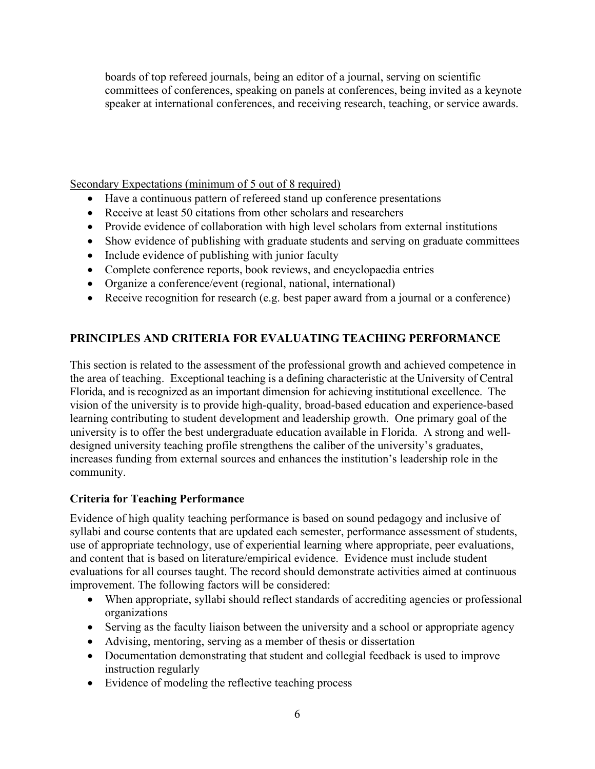boards of top refereed journals, being an editor of a journal, serving on scientific committees of conferences, speaking on panels at conferences, being invited as a keynote speaker at international conferences, and receiving research, teaching, or service awards.

<u>Secondary Expectations (minimum of 5 out of 8 required)</u>

- Have a continuous pattern of refereed stand up conference presentations
- Receive at least 50 citations from other scholars and researchers
- Provide evidence of collaboration with high level scholars from external institutions
- Show evidence of publishing with graduate students and serving on graduate committees
- Include evidence of publishing with junior faculty
- Complete conference reports, book reviews, and encyclopaedia entries
- Organize a conference/event (regional, national, international)
- Receive recognition for research (e.g. best paper award from a journal or a conference)

## PRINCIPLES AND CRITERIA FOR EVALUATING TEACHING PERFORMANCE

This section is related to the assessment of the professional growth and achieved competence in the area of teaching. Exceptional teaching is a defining characteristic at the University of Central Florida, and is recognized as an important dimension for achieving institutional excellence. The vision of the university is to provide high-quality, broad-based education and experience-based learning contributing to student development and leadership growth. One primary goal of the university is to offer the best undergraduate education available in Florida. A strong and well-designed university teaching profile strengthens the caliber of the university's graduates, increases funding from external sources and enhances the institution's leadership role in the community.

### Criteria for Teaching Performance

Evidence of high quality teaching performance is based on sound pedagogy and inclusive of syllabi and course contents that are updated each semester, performance assessment of students, use of appropriate technology, use of experiential learning where appropriate, peer evaluations, and content that is based on literature/empirical evidence. Evidence must include student evaluations for all courses taught. The record should demonstrate activities aimed at continuous improvement. The following factors will be considered:

- When appropriate, syllabi should reflect standards of accrediting agencies or professional organizations
- Serving as the faculty liaison between the university and a school or appropriate agency
- Advising, mentoring, serving as a member of thesis or dissertation
- Documentation demonstrating that student and collegial feedback is used to improve instruction regularly
- Evidence of modeling the reflective teaching process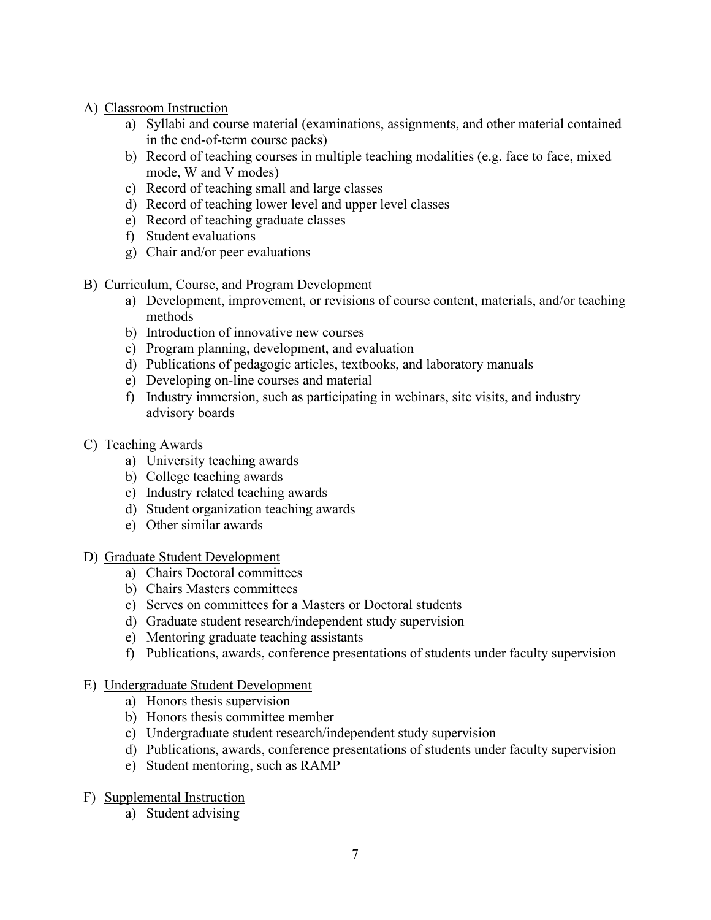A) <u>Classroom Instruction</u>

a) Syllabi and course material (examinations, assignments, and other material contained in the end-of-term course packs)
b) Record of teaching courses in multiple teaching modalities (e.g. face to face, mixed mode, W and V modes)
c) Record of teaching small and large classes
d) Record of teaching lower level and upper level classes
e) Record of teaching graduate classes
f) Student evaluations
g) Chair and/or peer evaluations

B) <u>Curriculum, Course, and Program Development</u>

a) Development, improvement, or revisions of course content, materials, and/or teaching methods
b) Introduction of innovative new courses
c) Program planning, development, and evaluation
d) Publications of pedagogic articles, textbooks, and laboratory manuals
e) Developing on-line courses and material
f) Industry immersion, such as participating in webinars, site visits, and industry advisory boards

C) <u>Teaching Awards</u>

a) University teaching awards
b) College teaching awards
c) Industry related teaching awards
d) Student organization teaching awards
e) Other similar awards

D) <u>Graduate Student Development</u>

a) Chairs Doctoral committees
b) Chairs Masters committees
c) Serves on committees for a Masters or Doctoral students
d) Graduate student research/independent study supervision
e) Mentoring graduate teaching assistants
f) Publications, awards, conference presentations of students under faculty supervision

E) <u>Undergraduate Student Development</u>

a) Honors thesis supervision
b) Honors thesis committee member
c) Undergraduate student research/independent study supervision
d) Publications, awards, conference presentations of students under faculty supervision
e) Student mentoring, such as RAMP

F) <u>Supplemental Instruction</u>

a) Student advising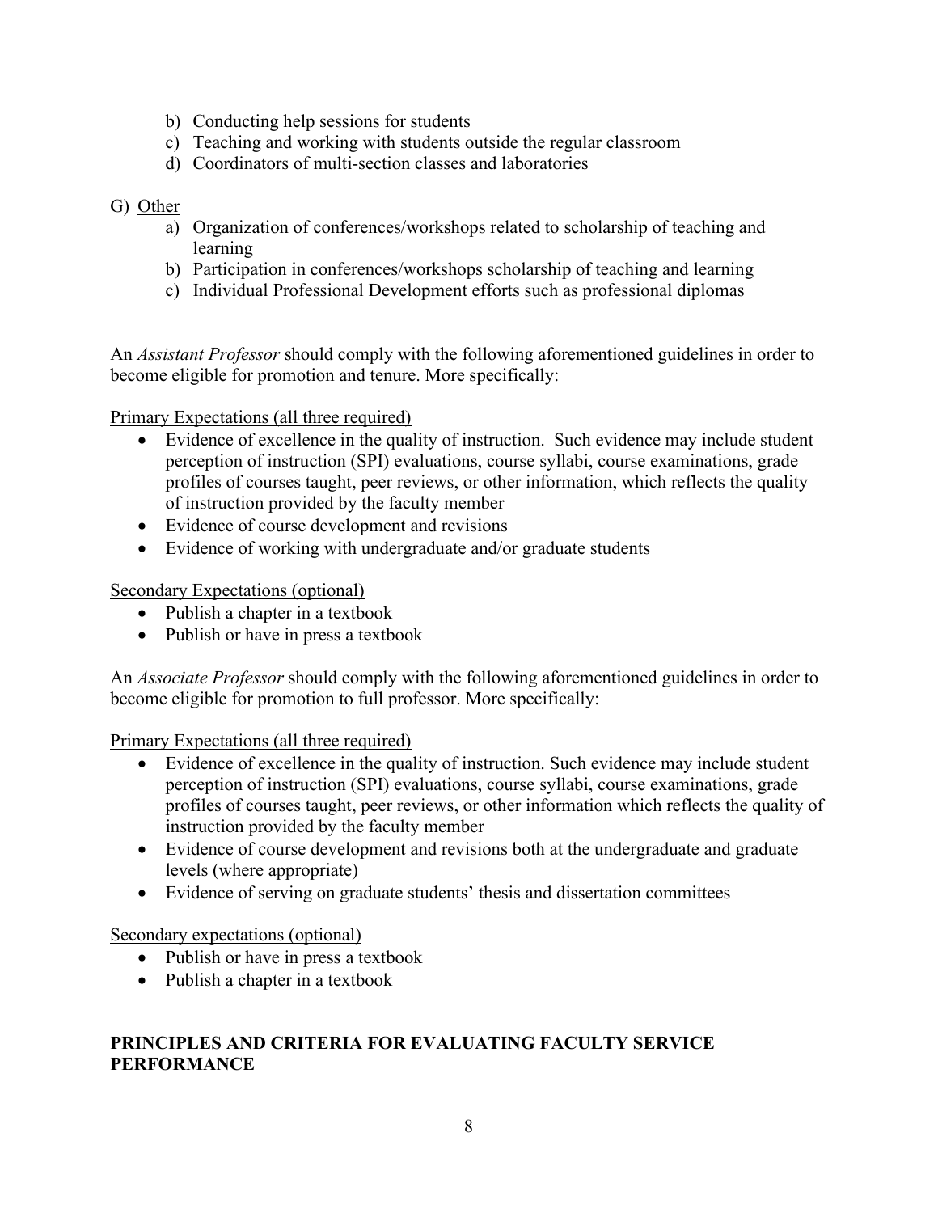b) Conducting help sessions for students
c) Teaching and working with students outside the regular classroom
d) Coordinators of multi-section classes and laboratories

G) Other
  a) Organization of conferences/workshops related to scholarship of teaching and learning
  b) Participation in conferences/workshops scholarship of teaching and learning
  c) Individual Professional Development efforts such as professional diplomas

An *Assistant Professor* should comply with the following aforementioned guidelines in order to become eligible for promotion and tenure. More specifically:

Primary Expectations (all three required)

- Evidence of excellence in the quality of instruction. Such evidence may include student perception of instruction (SPI) evaluations, course syllabi, course examinations, grade profiles of courses taught, peer reviews, or other information, which reflects the quality of instruction provided by the faculty member
- Evidence of course development and revisions
- Evidence of working with undergraduate and/or graduate students

Secondary Expectations (optional)

- Publish a chapter in a textbook
- Publish or have in press a textbook

An *Associate Professor* should comply with the following aforementioned guidelines in order to become eligible for promotion to full professor. More specifically:

Primary Expectations (all three required)

- Evidence of excellence in the quality of instruction. Such evidence may include student perception of instruction (SPI) evaluations, course syllabi, course examinations, grade profiles of courses taught, peer reviews, or other information which reflects the quality of instruction provided by the faculty member
- Evidence of course development and revisions both at the undergraduate and graduate levels (where appropriate)
- Evidence of serving on graduate students' thesis and dissertation committees

Secondary expectations (optional)

- Publish or have in press a textbook
- Publish a chapter in a textbook

## PRINCIPLES AND CRITERIA FOR EVALUATING FACULTY SERVICE PERFORMANCE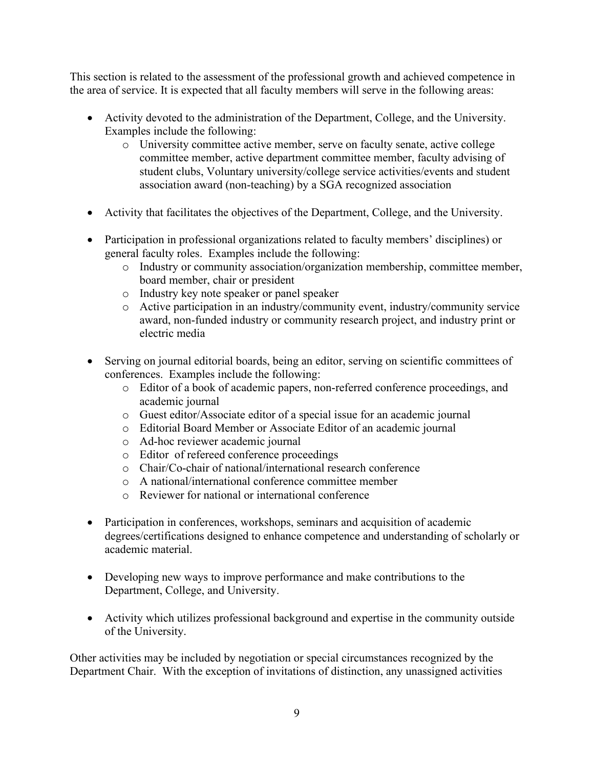This section is related to the assessment of the professional growth and achieved competence in the area of service. It is expected that all faculty members will serve in the following areas:

- Activity devoted to the administration of the Department, College, and the University. Examples include the following:
  - University committee active member, serve on faculty senate, active college committee member, active department committee member, faculty advising of student clubs, Voluntary university/college service activities/events and student association award (non-teaching) by a SGA recognized association

- Activity that facilitates the objectives of the Department, College, and the University.

- Participation in professional organizations related to faculty members' disciplines) or general faculty roles. Examples include the following:
  - Industry or community association/organization membership, committee member, board member, chair or president
  - Industry key note speaker or panel speaker
  - Active participation in an industry/community event, industry/community service award, non-funded industry or community research project, and industry print or electric media

- Serving on journal editorial boards, being an editor, serving on scientific committees of conferences. Examples include the following:
  - Editor of a book of academic papers, non-referred conference proceedings, and academic journal
  - Guest editor/Associate editor of a special issue for an academic journal
  - Editorial Board Member or Associate Editor of an academic journal
  - Ad-hoc reviewer academic journal
  - Editor of refereed conference proceedings
  - Chair/Co-chair of national/international research conference
  - A national/international conference committee member
  - Reviewer for national or international conference

- Participation in conferences, workshops, seminars and acquisition of academic degrees/certifications designed to enhance competence and understanding of scholarly or academic material.

- Developing new ways to improve performance and make contributions to the Department, College, and University.

- Activity which utilizes professional background and expertise in the community outside of the University.

Other activities may be included by negotiation or special circumstances recognized by the Department Chair. With the exception of invitations of distinction, any unassigned activities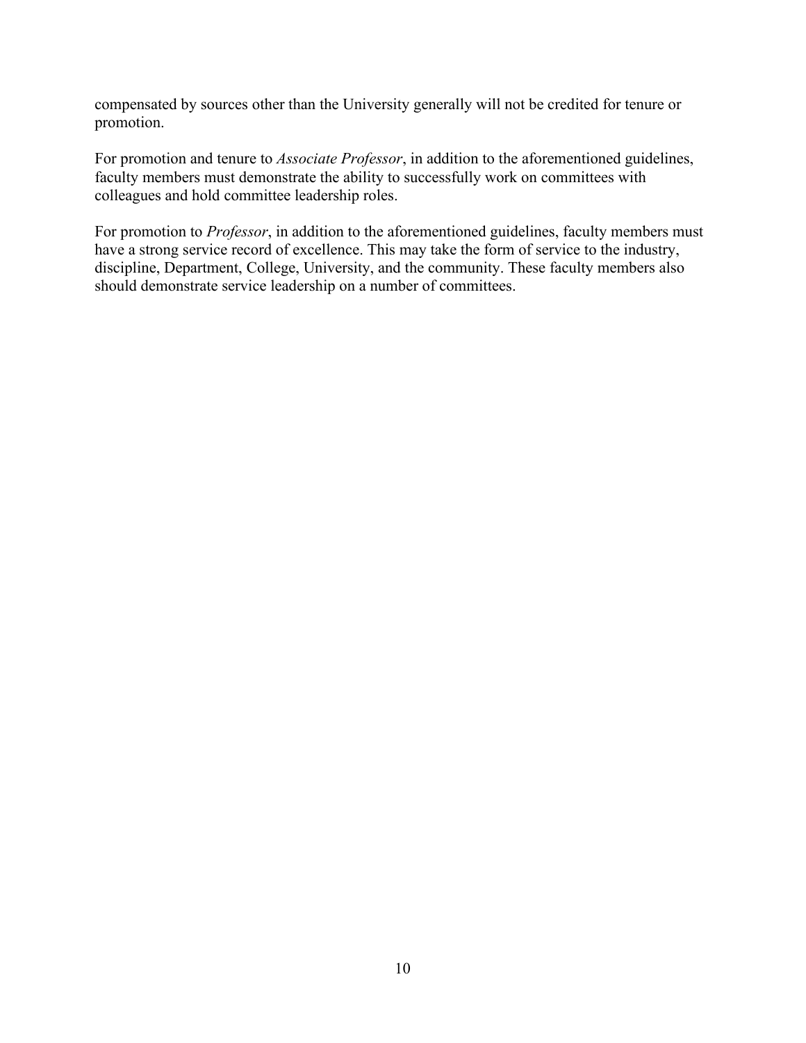compensated by sources other than the University generally will not be credited for tenure or promotion.

For promotion and tenure to *Associate Professor*, in addition to the aforementioned guidelines, faculty members must demonstrate the ability to successfully work on committees with colleagues and hold committee leadership roles.

For promotion to *Professor*, in addition to the aforementioned guidelines, faculty members must have a strong service record of excellence. This may take the form of service to the industry, discipline, Department, College, University, and the community. These faculty members also should demonstrate service leadership on a number of committees.